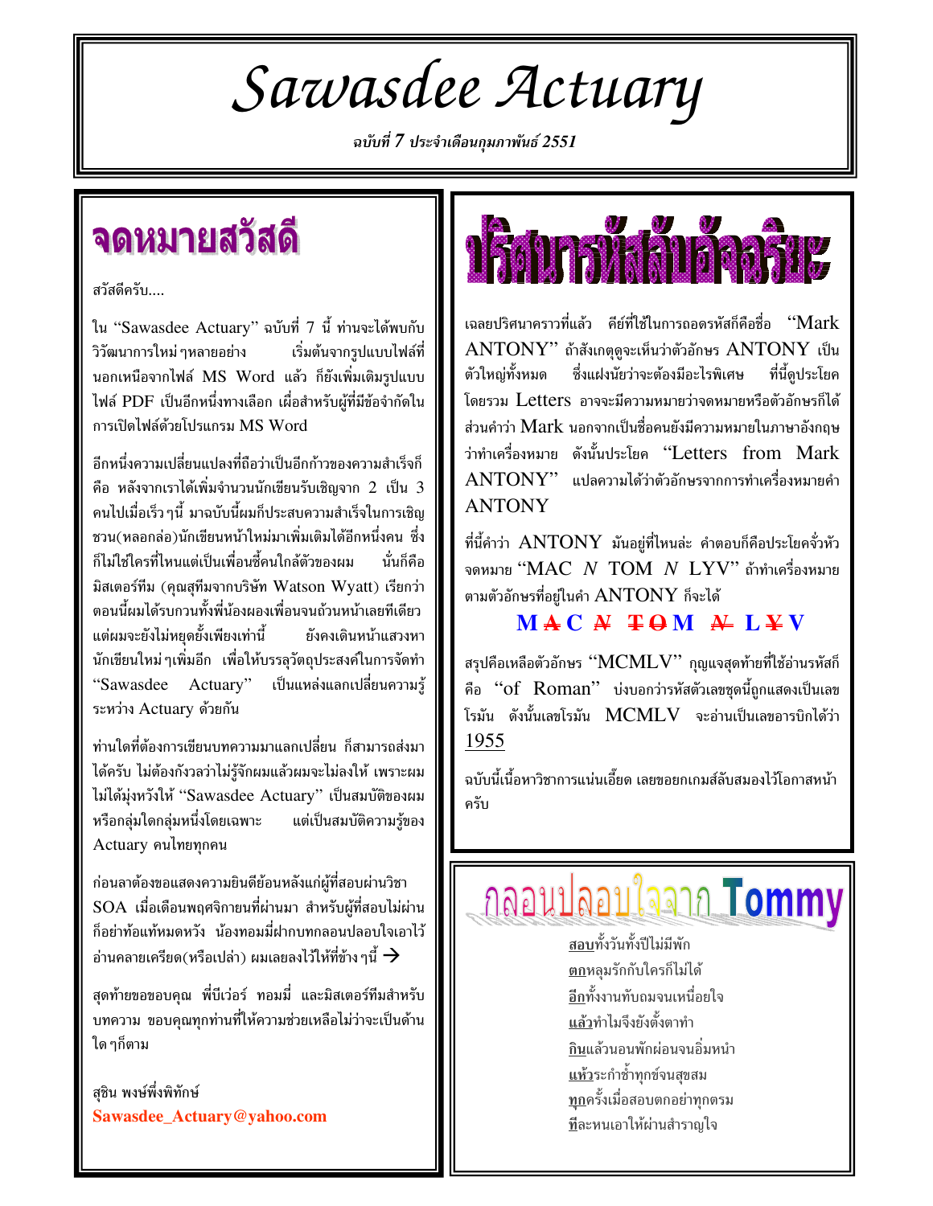# Sawasdee Actuary

*ฉบับที่ 7 ประจำเดือนกุมภาพันธ์ 2551*

## จดหมายสวัสดี

สวัสดีครับ....

ใน "Sawasdee Actuary" ฉบับที่ 7 นี้ ท่านจะได้พบกับวิวัฒนาการใหม่ๆหลายอย่าง เริ่มต้นจากรูปแบบไฟล์ที่นอกเหนือจากไฟล์ MS Word แล้ว ก็ยังเพิ่มเติมรูปแบบไฟล์ PDF เป็นอีกหนึ่งทางเลือก เผื่อสำหรับผู้ที่มีข้อจำกัดในการเปิดไฟล์ด้วยโปรแกรม MS Word

อีกหนึ่งความเปลี่ยนแปลงที่ถือว่าเป็นอีกก้าวของความสำเร็จก็คือ หลังจากเราได้เพิ่มจำนวนนักเขียนรับเชิญจาก 2 เป็น 3 คนไปเมื่อเร็วๆนี้ มาฉบับนี้ผมก็ประสบความสำเร็จในการเชิญชวน(หลอกล่อ)นักเขียนหน้าใหม่มาเพิ่มเติมได้อีกหนึ่งคน ซึ่งก็ไม่ใช่ใครที่ไหนแต่เป็นเพื่อนซี้คนใกล้ตัวของผม นั่นก็คือ มิสเตอร์ทีม (คุณสุทีมจากบริษัท Watson Wyatt) เรียกว่าตอนนี้ผมได้รบกวนทั้งพี่น้องผองเพื่อนจนถ้วนหน้าเลยทีเดียว แต่ผมจะยังไม่หยุดยั้งเพียงเท่านี้ ยังคงเดินหน้าแสวงหานักเขียนใหม่ๆเพิ่มอีก เพื่อให้บรรลุวัตถุประสงค์ในการจัดทำ "Sawasdee Actuary" เป็นแหล่งแลกเปลี่ยนความรู้ระหว่าง Actuary ด้วยกัน

ท่านใดที่ต้องการเขียนบทความมาแลกเปลี่ยน ก็สามารถส่งมาได้ครับ ไม่ต้องกังวลว่าไม่รู้จักผมแล้วผมจะไม่ลงให้ เพราะผมไม่ได้มุ่งหวังให้ "Sawasdee Actuary" เป็นสมบัติของผมหรือกลุ่มใดกลุ่มหนึ่งโดยเฉพาะ แต่เป็นสมบัติความรู้ของ Actuary คนไทยทุกคน

ก่อนลาต้องขอแสดงความยินดีย้อนหลังแก่ผู้ที่สอบผ่านวิชา SOA เมื่อเดือนพฤศจิกายนที่ผ่านมา สำหรับผู้ที่สอบไม่ผ่านก็อย่าท้อแท้หมดหวัง น้องทอมมี่ฝากบทกลอนปลอบใจเอาไว้อ่านคลายเครียด(หรือเปล่า) ผมเลยลงไว้ให้ที่ข้างๆนี้ →

สุดท้ายขอขอบคุณ พี่บีเว่อร์ ทอมมี่ และมิสเตอร์ทีมสำหรับบทความ ขอบคุณทุกท่านที่ให้ความช่วยเหลือไม่ว่าจะเป็นด้านใดๆก็ตาม

สุชิน พงษ์พึ่งพิทักษ์

**Sawasdee_Actuary@yahoo.com**

## ปริศนารหัสลับอัจฉริยะ

เฉลยปริศนาคราวที่แล้ว คีย์ที่ใช้ในการถอดรหัสก็คือชื่อ "Mark ANTONY" ถ้าสังเกตดูจะเห็นว่าตัวอักษร ANTONY เป็นตัวใหญ่ทั้งหมด ซึ่งแฝงนัยว่าจะต้องมีอะไรพิเศษ ที่นี้ดูประโยคโดยรวม Letters อาจจะมีความหมายว่าจดหมายหรือตัวอักษรก็ได้ ส่วนคำว่า Mark นอกจากเป็นชื่อคนยังมีความหมายในภาษาอังกฤษว่าทำเครื่องหมาย ดังนั้นประโยค "Letters from Mark ANTONY" แปลความได้ว่าตัวอักษรจากการทำเครื่องหมายคำ ANTONY

ที่นี้คำว่า ANTONY มันอยู่ที่ไหนล่ะ คำตอบก็คือประโยคจั่วหัวจดหมาย "MAC *N* TOM *N* LYV" ถ้าทำเครื่องหมายตามตัวอักษรที่อยู่ในคำ ANTONY ก็จะได้

**M ~~A~~ C ~~N~~ ~~T~~ ~~O~~ M ~~N~~ L ~~Y~~ V**

สรุปคือเหลือตัวอักษร "MCMLV" กุญแจสุดท้ายที่ใช้อ่านรหัสก็คือ "of Roman" บ่งบอกว่ารหัสตัวเลขชุดนี้ถูกแสดงเป็นเลขโรมัน ดังนั้นเลขโรมัน MCMLV จะอ่านเป็นเลขอารบิกได้ว่า <u>1955</u>

ฉบับนี้เนื้อหาวิชาการแน่นเอี๊ยด เลยขอยกเกมส์ลับสมองไว้โอกาสหน้าครับ

## กลอนปลอบใจจาก Tommy

<u>สอบ</u>ทั้งวันทั้งปีไม่มีพัก
<u>ตก</u>หลุมรักกับใครก็ไม่ได้
<u>อีก</u>ทั้งงานทับถมจนเหนื่อยใจ
<u>แล้ว</u>ทำไมจึงยังตั้งตาทำ
<u>กิน</u>แล้วนอนพักผ่อนจนอิ่มหนำ
<u>แห้ว</u>ระกำช้ำทุกข์จนสุขสม
<u>ทุก</u>ครั้งเมื่อสอบตกอย่าทุกตรม
<u>ที</u>ละหนเอาให้ผ่านสำราญใจ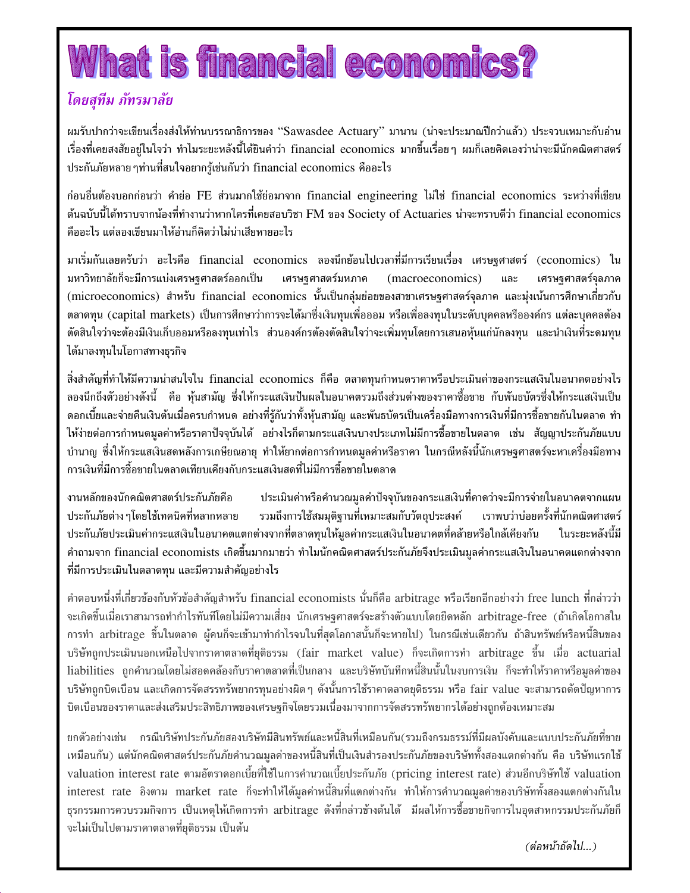# What is financial economics?

*โดยสุทีม ภัทรมาลัย*

ผมรับปากว่าจะเขียนเรื่องส่งให้ท่านบรรณาธิการของ "Sawasdee Actuary" มานาน (น่าจะประมาณปีกว่าแล้ว) ประจวบเหมาะกับอ่านเรื่องที่เคยสงสัยอยู่ในใจว่า ทำไมระยะหลังนี้ได้ยินคำว่า financial economics มากขึ้นเรื่อยๆ ผมก็เลยคิดเองว่าน่าจะมีนักคณิตศาสตร์ประกันภัยหลายๆท่านที่สนใจอยากรู้เช่นกันว่า financial economics คืออะไร

ก่อนอื่นต้องบอกก่อนว่า คำย่อ FE ส่วนมากใช้ย่อมาจาก financial engineering ไม่ใช่ financial economics ระหว่างที่เขียนต้นฉบับนี้ได้ทราบจากน้องที่ทำงานว่าหากใครที่เคยสอบวิชา FM ของ Society of Actuaries น่าจะทราบดีว่า financial economics คืออะไร แต่ลองเขียนมาให้อ่านก็คิดว่าไม่น่าเสียหายอะไร

มาเริ่มกันเลยครับว่า อะไรคือ financial economics ลองนึกย้อนไปเวลาที่มีการเรียนเรื่อง เศรษฐศาสตร์ (economics) ในมหาวิทยาลัยก็จะมีการแบ่งเศรษฐศาสตร์ออกเป็น เศรษฐศาสตร์มหภาค (macroeconomics) และ เศรษฐศาสตร์จุลภาค (microeconomics) สำหรับ financial economics นั้นเป็นกลุ่มย่อยของสาขาเศรษฐศาสตร์จุลภาค และมุ่งเน้นการศึกษาเกี่ยวกับตลาดทุน (capital markets) เป็นการศึกษาว่าการจะได้มาซึ่งเงินทุนเพื่อออม หรือเพื่อลงทุนในระดับบุคคลหรือองค์กร แต่ละบุคคลต้องตัดสินใจว่าจะต้องมีเงินเก็บออมหรือลงทุนเท่าไร ส่วนองค์กรต้องตัดสินใจว่าจะเพิ่มทุนโดยการเสนอหุ้นแก่นักลงทุน และนำเงินที่ระดมทุนได้มาลงทุนในโอกาสทางธุรกิจ

สิ่งสำคัญที่ทำให้มีความน่าสนใจใน financial economics ก็คือ ตลาดทุนกำหนดราคาหรือประเมินค่าของกระแสเงินในอนาคตอย่างไร ลองนึกถึงตัวอย่างดังนี้ คือ หุ้นสามัญ ซึ่งให้กระแสเงินปันผลในอนาคตรวมถึงส่วนต่างของราคาซื้อขาย กับพันธบัตรซึ่งให้กระแสเงินเป็นดอกเบี้ยและจ่ายคืนเงินต้นเมื่อครบกำหนด อย่างที่รู้กันว่าทั้งหุ้นสามัญ และพันธบัตรเป็นเครื่องมือทางการเงินที่มีการซื้อขายกันในตลาด ทำให้ง่ายต่อการกำหนดมูลค่าหรือราคาปัจจุบันได้ อย่างไรก็ตามกระแสเงินบางประเภทไม่มีการซื้อขายในตลาด เช่น สัญญาประกันภัยแบบบำนาญ ซึ่งให้กระแสเงินสดหลังการเกษียณอายุ ทำให้ยากต่อการกำหนดมูลค่าหรือราคา ในกรณีหลังนี้นักเศรษฐศาสตร์จะหาเครื่องมือทางการเงินที่มีการซื้อขายในตลาดเทียบเคียงกับกระแสเงินสดที่ไม่มีการซื้อขายในตลาด

งานหลักของนักคณิตศาสตร์ประกันภัยคือ ประเมินค่าหรือคำนวณมูลค่าปัจจุบันของกระแสเงินที่คาดว่าจะมีการจ่ายในอนาคตจากแผนประกันภัยต่างๆโดยใช้เทคนิคที่หลากหลาย รวมถึงการใช้สมมุติฐานที่เหมาะสมกับวัตถุประสงค์ เราพบว่าบ่อยครั้งที่นักคณิตศาสตร์ประกันภัยประเมินค่ากระแสเงินในอนาคตแตกต่างจากที่ตลาดทุนให้มูลค่ากระแสเงินในอนาคตที่คล้ายหรือใกล้เคียงกัน ในระยะหลังนี้มีคำถามจาก financial economists เกิดขึ้นมากมายว่า ทำไมนักคณิตศาสตร์ประกันภัยจึงประเมินมูลค่ากระแสเงินในอนาคตแตกต่างจากที่มีการประเมินในตลาดทุน และมีความสำคัญอย่างไร

คำตอบหนึ่งที่เกี่ยวข้องกับหัวข้อสำคัญสำหรับ financial economists นั่นก็คือ arbitrage หรือเรียกอีกอย่างว่า free lunch ที่กล่าวว่าจะเกิดขึ้นเมื่อเราสามารถทำกำไรทันทีโดยไม่มีความเสี่ยง นักเศรษฐศาสตร์จะสร้างตัวแบบโดยยึดหลัก arbitrage-free (ถ้าเกิดโอกาสในการทำ arbitrage ขึ้นในตลาด ผู้คนก็จะเข้ามาทำกำไรจนในที่สุดโอกาสนั้นก็จะหายไป) ในกรณีเช่นเดียวกัน ถ้าสินทรัพย์หรือหนี้สินของบริษัทถูกประเมินนอกเหนือไปจากราคาตลาดที่ยุติธรรม (fair market value) ก็จะเกิดการทำ arbitrage ขึ้น เมื่อ actuarial liabilities ถูกคำนวณโดยไม่สอดคล้องกับราคาตลาดที่เป็นกลาง และบริษัทบันทึกหนี้สินนั้นในงบการเงิน ก็จะทำให้ราคาหรือมูลค่าของบริษัทถูกบิดเบือน และเกิดการจัดสรรทรัพยากรทุนอย่างผิดๆ ดังนั้นการใช้ราคาตลาดยุติธรรม หรือ fair value จะสามารถตัดปัญหาการบิดเบือนของราคาและส่งเสริมประสิทธิภาพของเศรษฐกิจโดยรวมเนื่องมาจากการจัดสรรทรัพยากรได้อย่างถูกต้องเหมาะสม

ยกตัวอย่างเช่น กรณีบริษัทประกันภัยสองบริษัทมีสินทรัพย์และหนี้สินที่เหมือนกัน(รวมถึงกรมธรรม์ที่มีผลบังคับและแบบประกันภัยที่ขายเหมือนกัน) แต่นักคณิตศาสตร์ประกันภัยคำนวณมูลค่าของหนี้สินที่เป็นเงินสำรองประกันภัยของบริษัททั้งสองแตกต่างกัน คือ บริษัทแรกใช้ valuation interest rate ตามอัตราดอกเบี้ยที่ใช้ในการคำนวณเบี้ยประกันภัย (pricing interest rate) ส่วนอีกบริษัทใช้ valuation interest rate อิงตาม market rate ก็จะทำให้ได้มูลค่าหนี้สินที่แตกต่างกัน ทำให้การคำนวณมูลค่าของบริษัททั้งสองแตกต่างกันในธุรกรรมการควบรวมกิจการ เป็นเหตุให้เกิดการทำ arbitrage ดังที่กล่าวข้างต้นได้ มีผลให้การซื้อขายกิจการในอุตสาหกรรมประกันภัยก็จะไม่เป็นไปตามราคาตลาดที่ยุติธรรม เป็นต้น

*(ต่อหน้าถัดไป...)*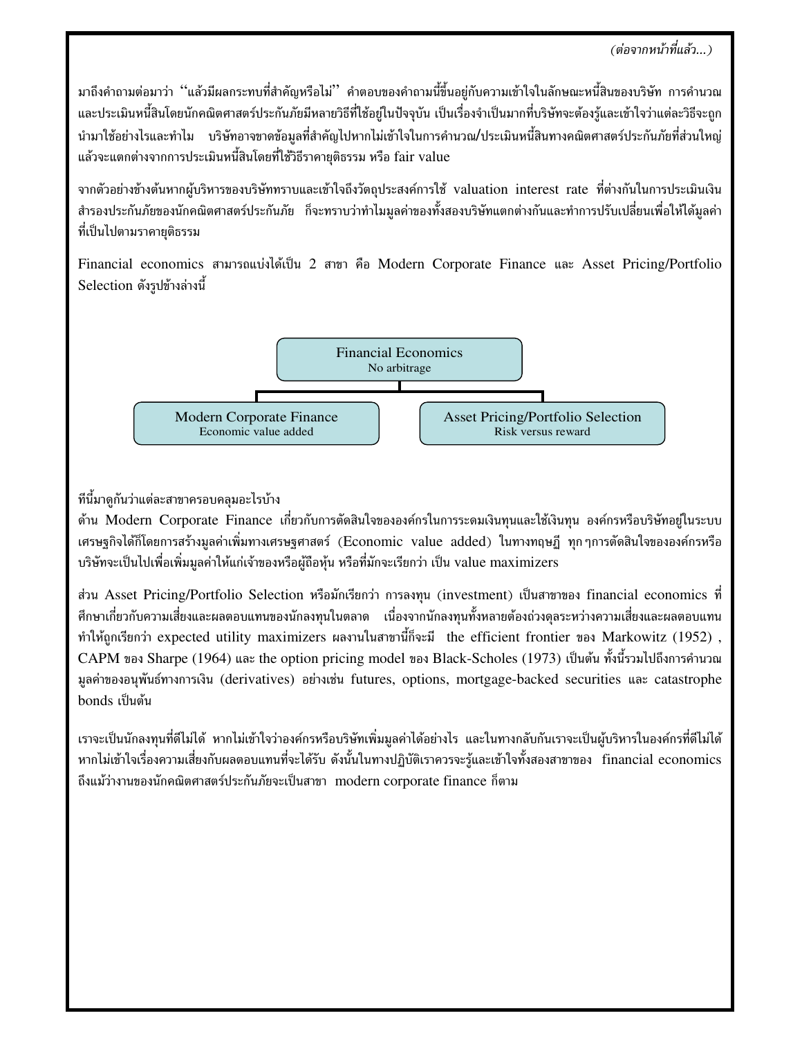*(ต่อจากหน้าที่แล้ว...)*

มาถึงคำถามต่อมาว่า "แล้วมีผลกระทบที่สำคัญหรือไม่" คำตอบของคำถามนี้ขึ้นอยู่กับความเข้าใจในลักษณะหนี้สินของบริษัท การคำนวณและประเมินหนี้สินโดยนักคณิตศาสตร์ประกันภัยมีหลายวิธีที่ใช้อยู่ในปัจจุบัน เป็นเรื่องจำเป็นมากที่บริษัทจะต้องรู้และเข้าใจว่าแต่ละวิธีจะถูกนำมาใช้อย่างไรและทำไม บริษัทอาจขาดข้อมูลที่สำคัญไปหากไม่เข้าใจในการคำนวณ/ประเมินหนี้สินทางคณิตศาสตร์ประกันภัยที่ส่วนใหญ่แล้วจะแตกต่างจากการประเมินหนี้สินโดยที่ใช้วิธีราคายุติธรรม หรือ fair value

จากตัวอย่างข้างต้นหากผู้บริหารของบริษัททราบและเข้าใจถึงวัตถุประสงค์การใช้ valuation interest rate ที่ต่างกันในการประเมินเงินสำรองประกันภัยของนักคณิตศาสตร์ประกันภัย ก็จะทราบว่าทำไมมูลค่าของทั้งสองบริษัทแตกต่างกันและทำการปรับเปลี่ยนเพื่อให้ได้มูลค่าที่เป็นไปตามราคายุติธรรม

Financial economics สามารถแบ่งได้เป็น 2 สาขา คือ Modern Corporate Finance และ Asset Pricing/Portfolio Selection ดังรูปข้างล่างนี้

Financial Economics
No arbitrage

- Modern Corporate Finance
  Economic value added
- Asset Pricing/Portfolio Selection
  Risk versus reward

ทีนี้มาดูกันว่าแต่ละสาขาครอบคลุมอะไรบ้าง

ด้าน Modern Corporate Finance เกี่ยวกับการตัดสินใจขององค์กรในการระดมเงินทุนและใช้เงินทุน องค์กรหรือบริษัทอยู่ในระบบเศรษฐกิจได้ก็โดยการสร้างมูลค่าเพิ่มทางเศรษฐศาสตร์ (Economic value added) ในทางทฤษฎี ทุก ๆการตัดสินใจขององค์กรหรือบริษัทจะเป็นไปเพื่อเพิ่มมูลค่าให้แก่เจ้าของหรือผู้ถือหุ้น หรือที่มักจะเรียกว่า เป็น value maximizers

ส่วน Asset Pricing/Portfolio Selection หรือมักเรียกว่า การลงทุน (investment) เป็นสาขาของ financial economics ที่ศึกษาเกี่ยวกับความเสี่ยงและผลตอบแทนของนักลงทุนในตลาด เนื่องจากนักลงทุนทั้งหลายต้องถ่วงดุลระหว่างความเสี่ยงและผลตอบแทน ทำให้ถูกเรียกว่า expected utility maximizers ผลงานในสาขานี้ก็จะมี the efficient frontier ของ Markowitz (1952) , CAPM ของ Sharpe (1964) และ the option pricing model ของ Black-Scholes (1973) เป็นต้น ทั้งนี้รวมไปถึงการคำนวณมูลค่าของอนุพันธ์ทางการเงิน (derivatives) อย่างเช่น futures, options, mortgage-backed securities และ catastrophe bonds เป็นต้น

เราจะเป็นนักลงทุนที่ดีไม่ได้ หากไม่เข้าใจว่าองค์กรหรือบริษัทเพิ่มมูลค่าได้อย่างไร และในทางกลับกันเราจะเป็นผู้บริหารในองค์กรที่ดีไม่ได้หากไม่เข้าใจเรื่องความเสี่ยงกับผลตอบแทนที่จะได้รับ ดังนั้นในทางปฏิบัติเราควรจะรู้และเข้าใจทั้งสองสาขาของ financial economics ถึงแม้ว่างานของนักคณิตศาสตร์ประกันภัยจะเป็นสาขา modern corporate finance ก็ตาม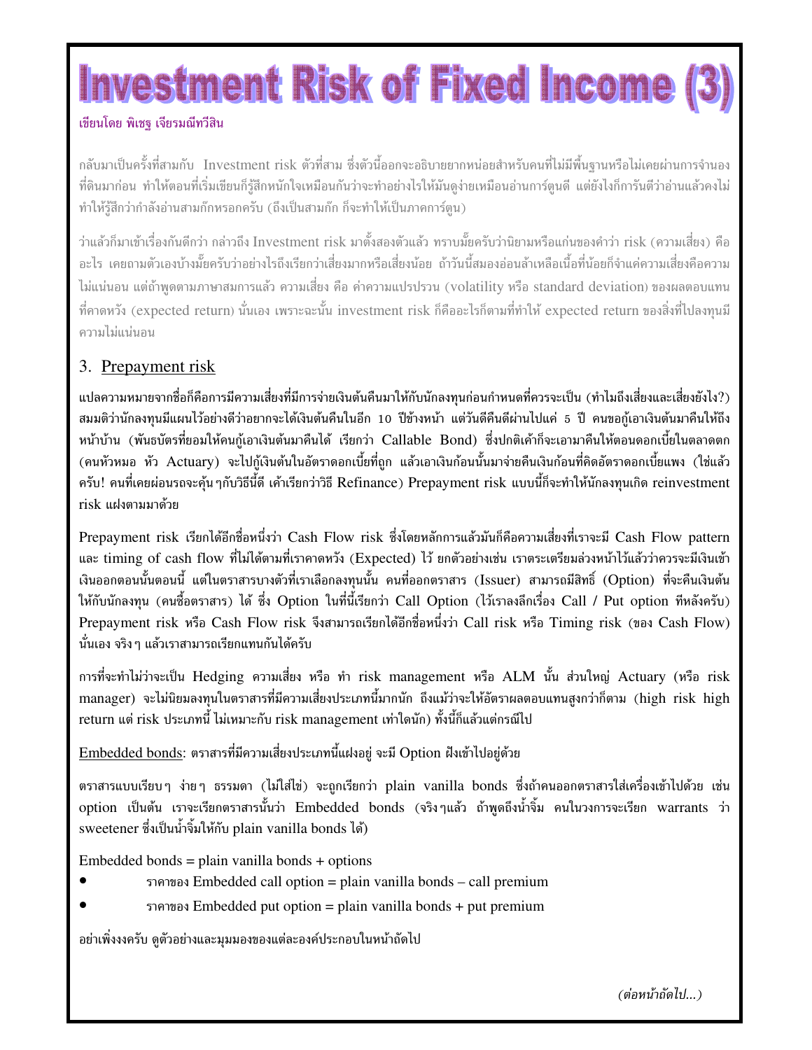# Investment Risk of Fixed Income (3)

เขียนโดย พิเชฐ เจียรมณีทวีสิน

กลับมาเป็นครั้งที่สามกับ Investment risk ตัวที่สาม ซึ่งตัวนี้ออกจะอธิบายยากหน่อยสำหรับคนที่ไม่มีพื้นฐานหรือไม่เคยผ่านการจำนองที่ดินมาก่อน ทำให้ตอนที่เริ่มเขียนก็รู้สึกหนักใจเหมือนกันว่าจะทำอย่างไรให้มันดูง่ายเหมือนอ่านการ์ตูนดี แต่ยังไงก็การันตีว่าอ่านแล้วคงไม่ทำให้รู้สึกว่ากำลังอ่านสามก๊กหรอกครับ (ถึงเป็นสามก๊ก ก็จะทำให้เป็นภาคการ์ตูน)

ว่าแล้วก็มาเข้าเรื่องกันดีกว่า กล่าวถึง Investment risk มาตั้งสองตัวแล้ว ทราบมั๊ยครับว่านิยามหรือแก่นของคำว่า risk (ความเสี่ยง) คืออะไร เคยถามตัวเองบ้างมั๊ยครับว่าอย่างไรถึงเรียกว่าเสี่ยงมากหรือเสี่ยงน้อย ถ้าวันนี้สมองอ่อนล้าเหลือเนื้อที่น้อยก็จำแค่ความเสี่ยงคือความไม่แน่นอน แต่ถ้าพูดตามภาษาสมการแล้ว ความเสี่ยง คือ ค่าความแปรปรวน (volatility หรือ standard deviation) ของผลตอบแทนที่คาดหวัง (expected return) นั่นเอง เพราะฉะนั้น investment risk ก็คืออะไรก็ตามที่ทำให้ expected return ของสิ่งที่ไปลงทุนมีความไม่แน่นอน

## 3. Prepayment risk

แปลความหมายจากชื่อก็คือการมีความเสี่ยงที่มีการจ่ายเงินต้นคืนมาให้กับนักลงทุนก่อนกำหนดที่ควรจะเป็น (ทำไมถึงเสี่ยงและเสี่ยงยังไง?) สมมติว่านักลงทุนมีแผนไว้อย่างดีว่าอยากจะได้เงินต้นคืนในอีก 10 ปีข้างหน้า แต่วันดีคืนดีผ่านไปแค่ 5 ปี คนขอกู้เอาเงินต้นมาคืนให้ถึงหน้าบ้าน (พันธบัตรที่ยอมให้คนกู้เอาเงินต้นมาคืนได้ เรียกว่า Callable Bond) ซึ่งปกติเค้าก็จะเอามาคืนให้ตอนดอกเบี้ยในตลาดตก (คนหัวหมอ หัว Actuary) จะไปกู้เงินต้นในอัตราดอกเบี้ยที่ถูก แล้วเอาเงินก้อนนั้นมาจ่ายคืนเงินก้อนที่คิดอัตราดอกเบี้ยแพง (ใช่แล้วครับ! คนที่เคยผ่อนรถจะคุ้นๆกับวิธีนี้ดี เค้าเรียกว่าวิธี Refinance) Prepayment risk แบบนี้ก็จะทำให้นักลงทุนเกิด reinvestment risk แฝงตามมาด้วย

Prepayment risk เรียกได้อีกชื่อหนึ่งว่า Cash Flow risk ซึ่งโดยหลักการแล้วมันก็คือความเสี่ยงที่เราจะมี Cash Flow pattern และ timing of cash flow ที่ไม่ได้ตามที่เราคาดหวัง (Expected) ไว้ ยกตัวอย่างเช่น เราตระเตรียมล่วงหน้าไว้แล้วว่าควรจะมีเงินเข้าเงินออกตอนนั้นตอนนี้ แต่ในตราสารบางตัวที่เราเลือกลงทุนนั้น คนที่ออกตราสาร (Issuer) สามารถมีสิทธิ์ (Option) ที่จะคืนเงินต้นให้กับนักลงทุน (คนซื้อตราสาร) ได้ ซึ่ง Option ในที่นี้เรียกว่า Call Option (ไว้เราลงลึกเรื่อง Call / Put option ทีหลังครับ) Prepayment risk หรือ Cash Flow risk จึงสามารถเรียกได้อีกชื่อหนึ่งว่า Call risk หรือ Timing risk (ของ Cash Flow) นั่นเอง จริงๆ แล้วเราสามารถเรียกแทนกันได้ครับ

การที่จะทำไม่ว่าจะเป็น Hedging ความเสี่ยง หรือ ทำ risk management หรือ ALM นั้น ส่วนใหญ่ Actuary (หรือ risk manager) จะไม่นิยมลงทุนในตราสารที่มีความเสี่ยงประเภทนี้มากนัก ถึงแม้ว่าจะให้อัตราผลตอบแทนสูงกว่าก็ตาม (high risk high return แต่ risk ประเภทนี้ ไม่เหมาะกับ risk management เท่าใดนัก) ทั้งนี้ก็แล้วแต่กรณีไป

Embedded bonds: ตราสารที่มีความเสี่ยงประเภทนี้แฝงอยู่ จะมี Option ฝังเข้าไปอยู่ด้วย

ตราสารแบบเรียบๆ ง่ายๆ ธรรมดา (ไม่ใส่ไข่) จะถูกเรียกว่า plain vanilla bonds ซึ่งถ้าคนออกตราสารใส่เครื่องเข้าไปด้วย เช่น option เป็นต้น เราจะเรียกตราสารนั้นว่า Embedded bonds (จริงๆแล้ว ถ้าพูดถึงน้ำจิ้ม คนในวงการจะเรียก warrants ว่า sweetener ซึ่งเป็นน้ำจิ้มให้กับ plain vanilla bonds ได้)

Embedded bonds = plain vanilla bonds + options

- ราคาของ Embedded call option = plain vanilla bonds – call premium
- ราคาของ Embedded put option = plain vanilla bonds + put premium

อย่าเพิ่งงงครับ ดูตัวอย่างและมุมมองของแต่ละองค์ประกอบในหน้าถัดไป

*(ต่อหน้าถัดไป...)*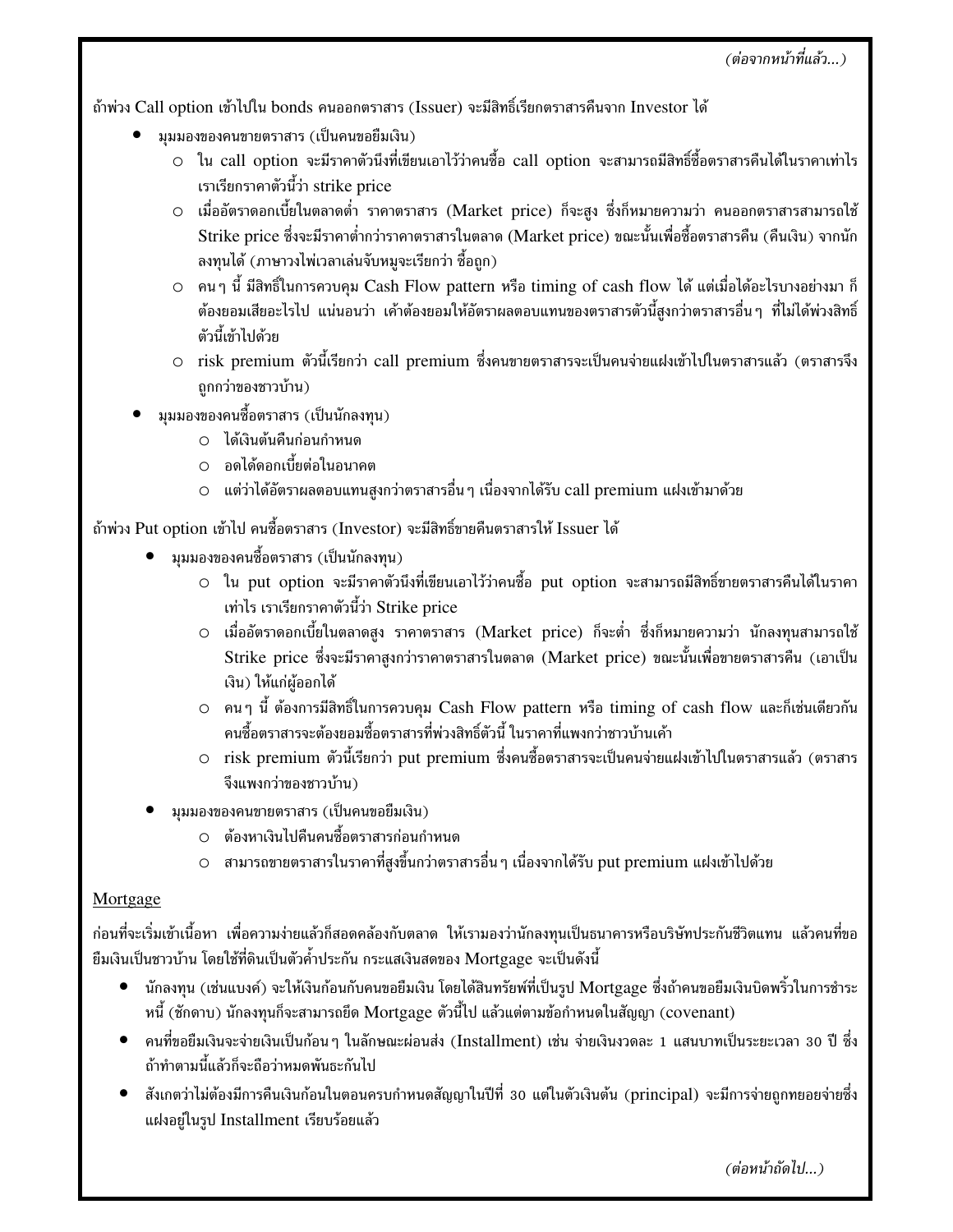*(ต่อจากหน้าที่แล้ว...)*

ถ้าพ่วง Call option เข้าไปใน bonds คนออกตราสาร (Issuer) จะมีสิทธิ์เรียกตราสารคืนจาก Investor ได้

- มุมมองของคนขายตราสาร (เป็นคนขอยืมเงิน)
  - ใน call option จะมีราคาตัวนึงที่เขียนเอาไว้ว่าคนซื้อ call option จะสามารถมีสิทธิ์ซื้อตราสารคืนได้ในราคาเท่าไร เราเรียกราคาตัวนี้ว่า strike price
  - เมื่ออัตราดอกเบี้ยในตลาดต่ำ ราคาตราสาร (Market price) ก็จะสูง ซึ่งก็หมายความว่า คนออกตราสารสามารถใช้ Strike price ซึ่งจะมีราคาต่ำกว่าราคาตราสารในตลาด (Market price) ขณะนั้นเพื่อซื้อตราสารคืน (คืนเงิน) จากนักลงทุนได้ (ภาษาวงไพ่เวลาเล่นจับหมูจะเรียกว่า ซื้อถูก)
  - คนๆ นี้ มีสิทธิ์ในการควบคุม Cash Flow pattern หรือ timing of cash flow ได้ แต่เมื่อได้อะไรบางอย่างมา ก็ต้องยอมเสียอะไรไป แน่นอนว่า เค้าต้องยอมให้อัตราผลตอบแทนของตราสารตัวนี้สูงกว่าตราสารอื่นๆ ที่ไม่ได้พ่วงสิทธิ์ตัวนี้เข้าไปด้วย
  - risk premium ตัวนี้เรียกว่า call premium ซึ่งคนขายตราสารจะเป็นคนจ่ายแฝงเข้าไปในตราสารแล้ว (ตราสารจึงถูกกว่าของชาวบ้าน)
- มุมมองของคนซื้อตราสาร (เป็นนักลงทุน)
  - ได้เงินต้นคืนก่อนกำหนด
  - อดได้ดอกเบี้ยต่อในอนาคต
  - แต่ว่าได้อัตราผลตอบแทนสูงกว่าตราสารอื่นๆ เนื่องจากได้รับ call premium แฝงเข้ามาด้วย

ถ้าพ่วง Put option เข้าไป คนซื้อตราสาร (Investor) จะมีสิทธิ์ขายคืนตราสารให้ Issuer ได้

- มุมมองของคนซื้อตราสาร (เป็นนักลงทุน)
  - ใน put option จะมีราคาตัวนึงที่เขียนเอาไว้ว่าคนซื้อ put option จะสามารถมีสิทธิ์ขายตราสารคืนได้ในราคาเท่าไร เราเรียกราคาตัวนี้ว่า Strike price
  - เมื่ออัตราดอกเบี้ยในตลาดสูง ราคาตราสาร (Market price) ก็จะต่ำ ซึ่งก็หมายความว่า นักลงทุนสามารถใช้ Strike price ซึ่งจะมีราคาสูงกว่าราคาตราสารในตลาด (Market price) ขณะนั้นเพื่อขายตราสารคืน (เอาเป็นเงิน) ให้แก่ผู้ออกได้
  - คนๆ นี้ ต้องการมีสิทธิ์ในการควบคุม Cash Flow pattern หรือ timing of cash flow และก็เช่นเดียวกัน คนซื้อตราสารจะต้องยอมซื้อตราสารที่พ่วงสิทธิ์ตัวนี้ ในราคาที่แพงกว่าชาวบ้านเค้า
  - risk premium ตัวนี้เรียกว่า put premium ซึ่งคนซื้อตราสารจะเป็นคนจ่ายแฝงเข้าไปในตราสารแล้ว (ตราสารจึงแพงกว่าของชาวบ้าน)
- มุมมองของคนขายตราสาร (เป็นคนขอยืมเงิน)
  - ต้องหาเงินไปคืนคนซื้อตราสารก่อนกำหนด
  - สามารถขายตราสารในราคาที่สูงขึ้นกว่าตราสารอื่นๆ เนื่องจากได้รับ put premium แฝงเข้าไปด้วย

<u>Mortgage</u>

ก่อนที่จะเริ่มเข้าเนื้อหา เพื่อความง่ายแล้วก็สอดคล้องกับตลาด ให้เรามองว่านักลงทุนเป็นธนาคารหรือบริษัทประกันชีวิตแทน แล้วคนที่ขอยืมเงินเป็นชาวบ้าน โดยใช้ที่ดินเป็นตัวค้ำประกัน กระแสเงินสดของ Mortgage จะเป็นดังนี้

- นักลงทุน (เช่นแบงค์) จะให้เงินก้อนกับคนขอยืมเงิน โดยได้สินทรัพย์ที่เป็นรูป Mortgage ซึ่งถ้าคนขอยืมเงินบิดพริ้วในการชำระหนี้ (ชักดาบ) นักลงทุนก็จะสามารถยึด Mortgage ตัวนี้ไป แล้วแต่ตามข้อกำหนดในสัญญา (covenant)
- คนที่ขอยืมเงินจะจ่ายเงินเป็นก้อนๆ ในลักษณะผ่อนส่ง (Installment) เช่น จ่ายเงินงวดละ 1 แสนบาทเป็นระยะเวลา 30 ปี ซึ่งถ้าทำตามนี้แล้วก็จะถือว่าหมดพันธะกันไป
- สังเกตว่าไม่ต้องมีการคืนเงินก้อนในตอนครบกำหนดสัญญาในปีที่ 30 แต่ในตัวเงินต้น (principal) จะมีการจ่ายถูกทยอยจ่ายซึ่งแฝงอยู่ในรูป Installment เรียบร้อยแล้ว

*(ต่อหน้าถัดไป...)*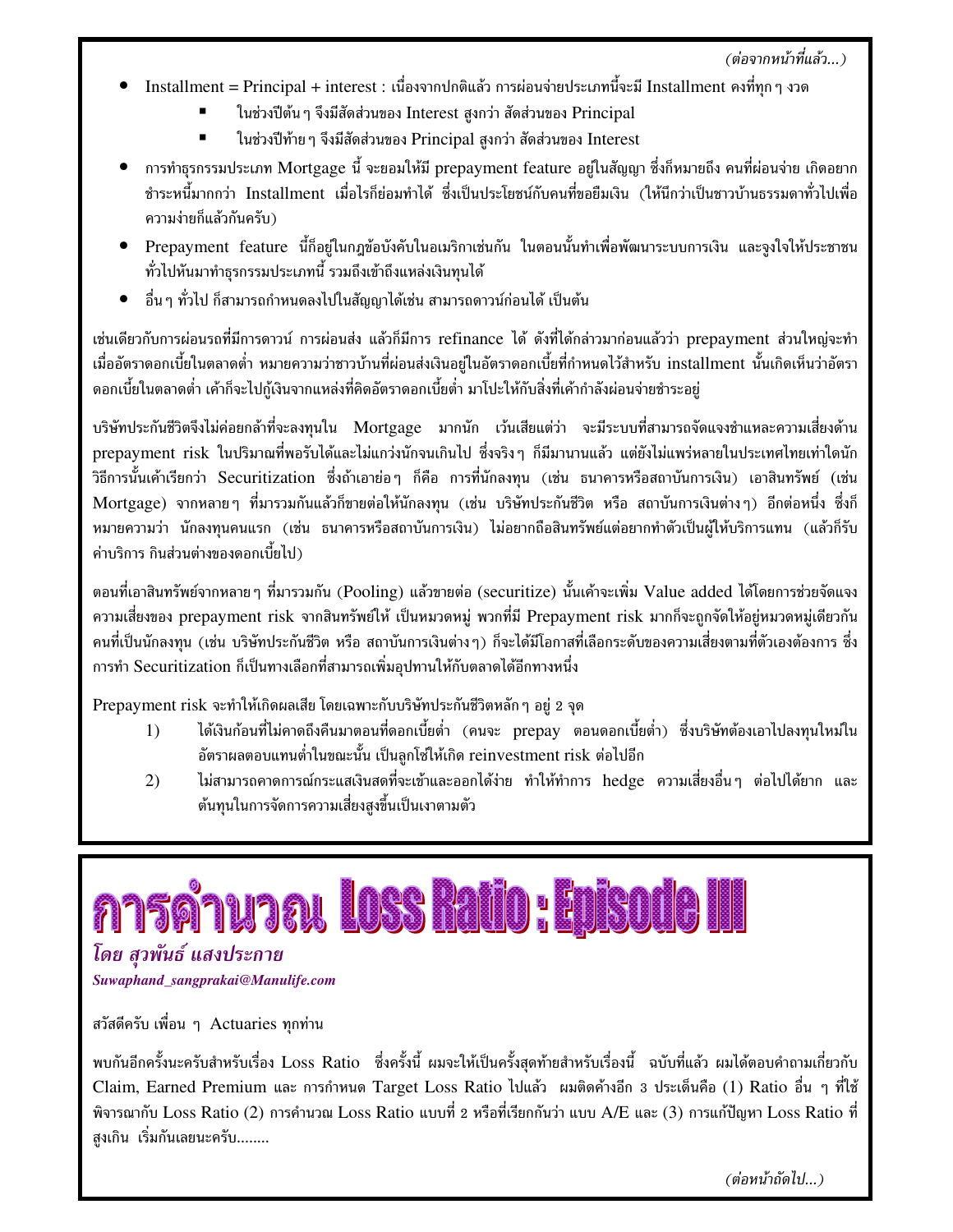*(ต่อจากหน้าที่แล้ว...)*

- Installment = Principal + interest : เนื่องจากปกติแล้ว การผ่อนจ่ายประเภทนี้จะมี Installment คงที่ทุก ๆ งวด
  - ในช่วงปีต้น ๆ จึงมีสัดส่วนของ Interest สูงกว่า สัดส่วนของ Principal
  - ในช่วงปีท้าย ๆ จึงมีสัดส่วนของ Principal สูงกว่า สัดส่วนของ Interest
- การทำธุรกรรมประเภท Mortgage นี้ จะยอมให้มี prepayment feature อยู่ในสัญญา ซึ่งก็หมายถึง คนที่ผ่อนจ่าย เกิดอยากชำระหนี้มากกว่า Installment เมื่อไรก็ย่อมทำได้ ซึ่งเป็นประโยชน์กับคนที่ขอยืมเงิน (ให้นึกว่าเป็นชาวบ้านธรรมดาทั่วไปเพื่อความง่ายก็แล้วกันครับ)
- Prepayment feature นี้ก็อยู่ในกฎข้อบังคับในอเมริกาเช่นกัน ในตอนนั้นทำเพื่อพัฒนาระบบการเงิน และจูงใจให้ประชาชนทั่วไปหันมาทำธุรกรรมประเภทนี้ รวมถึงเข้าถึงแหล่งเงินทุนได้
- อื่น ๆ ทั่วไป ก็สามารถกำหนดลงไปในสัญญาได้เช่น สามารถดาวน์ก่อนได้ เป็นต้น

เช่นเดียวกับการผ่อนรถที่มีการดาวน์ การผ่อนส่ง แล้วก็มีการ refinance ได้ ดังที่ได้กล่าวมาก่อนแล้วว่า prepayment ส่วนใหญ่จะทำเมื่ออัตราดอกเบี้ยในตลาดต่ำ หมายความว่าชาวบ้านที่ผ่อนส่งเงินอยู่ในอัตราดอกเบี้ยที่กำหนดไว้สำหรับ installment นั้นเกิดเห็นว่าอัตราดอกเบี้ยในตลาดต่ำ เค้าก็จะไปกู้เงินจากแหล่งที่คิดอัตราดอกเบี้ยต่ำ มาโปะให้กับสิ่งที่เค้ากำลังผ่อนจ่ายชำระอยู่

บริษัทประกันชีวิตจึงไม่ค่อยกล้าที่จะลงทุนใน Mortgage มากนัก เว้นเสียแต่ว่า จะมีระบบที่สามารถจัดแจงชำแหละความเสี่ยงด้าน prepayment risk ในปริมาณที่พอรับได้และไม่แกว่งนักจนเกินไป ซึ่งจริง ๆ ก็มีมานานแล้ว แต่ยังไม่แพร่หลายในประเทศไทยเท่าใดนัก วิธีการนั้นเค้าเรียกว่า Securitization ซึ่งถ้าเอาย่อ ๆ ก็คือ การที่นักลงทุน (เช่น ธนาคารหรือสถาบันการเงิน) เอาสินทรัพย์ (เช่น Mortgage) จากหลาย ๆ ที่มารวมกันแล้วก็ขายต่อให้นักลงทุน (เช่น บริษัทประกันชีวิต หรือ สถาบันการเงินต่าง ๆ) อีกต่อหนึ่ง ซึ่งก็หมายความว่า นักลงทุนคนแรก (เช่น ธนาคารหรือสถาบันการเงิน) ไม่อยากถือสินทรัพย์แต่อยากทำตัวเป็นผู้ให้บริการแทน (แล้วก็รับค่าบริการ กินส่วนต่างของดอกเบี้ยไป)

ตอนที่เอาสินทรัพย์จากหลาย ๆ ที่มารวมกัน (Pooling) แล้วขายต่อ (securitize) นั้นเค้าจะเพิ่ม Value added ได้โดยการช่วยจัดแจงความเสี่ยงของ prepayment risk จากสินทรัพย์ให้ เป็นหมวดหมู่ พวกที่มี Prepayment risk มากก็จะถูกจัดให้อยู่หมวดหมู่เดียวกัน คนที่เป็นนักลงทุน (เช่น บริษัทประกันชีวิต หรือ สถาบันการเงินต่าง ๆ) ก็จะได้มีโอกาสที่เลือกระดับของความเสี่ยงตามที่ตัวเองต้องการ ซึ่งการทำ Securitization ก็เป็นทางเลือกที่สามารถเพิ่มอุปทานให้กับตลาดได้อีกทางหนึ่ง

Prepayment risk จะทำให้เกิดผลเสีย โดยเฉพาะกับบริษัทประกันชีวิตหลัก ๆ อยู่ 2 จุด

1) ได้เงินก้อนที่ไม่คาดถึงคืนมาตอนที่ดอกเบี้ยต่ำ (คนจะ prepay ตอนดอกเบี้ยต่ำ) ซึ่งบริษัทต้องเอาไปลงทุนใหม่ในอัตราผลตอบแทนต่ำในขณะนั้น เป็นลูกโซ่ให้เกิด reinvestment risk ต่อไปอีก
2) ไม่สามารถคาดการณ์กระแสเงินสดที่จะเข้าและออกได้ง่าย ทำให้ทำการ hedge ความเสี่ยงอื่น ๆ ต่อไปได้ยาก และต้นทุนในการจัดการความเสี่ยงสูงขึ้นเป็นเงาตามตัว

# การคำนวณ Loss Ratio : Episode III

***โดย สุวพันธ์ แสงประกาย***

***Suwaphand_sangprakai@Manulife.com***

สวัสดีครับ เพื่อน ๆ Actuaries ทุกท่าน

พบกันอีกครั้งนะครับสำหรับเรื่อง Loss Ratio ซึ่งครั้งนี้ ผมจะให้เป็นครั้งสุดท้ายสำหรับเรื่องนี้ ฉบับที่แล้ว ผมได้ตอบคำถามเกี่ยวกับ Claim, Earned Premium และ การกำหนด Target Loss Ratio ไปแล้ว ผมติดค้างอีก 3 ประเด็นคือ (1) Ratio อื่น ๆ ที่ใช้พิจารณากับ Loss Ratio (2) การคำนวณ Loss Ratio แบบที่ 2 หรือที่เรียกกันว่า แบบ A/E และ (3) การแก้ปัญหา Loss Ratio ที่สูงเกิน เริ่มกันเลยนะครับ........

*(ต่อหน้าถัดไป...)*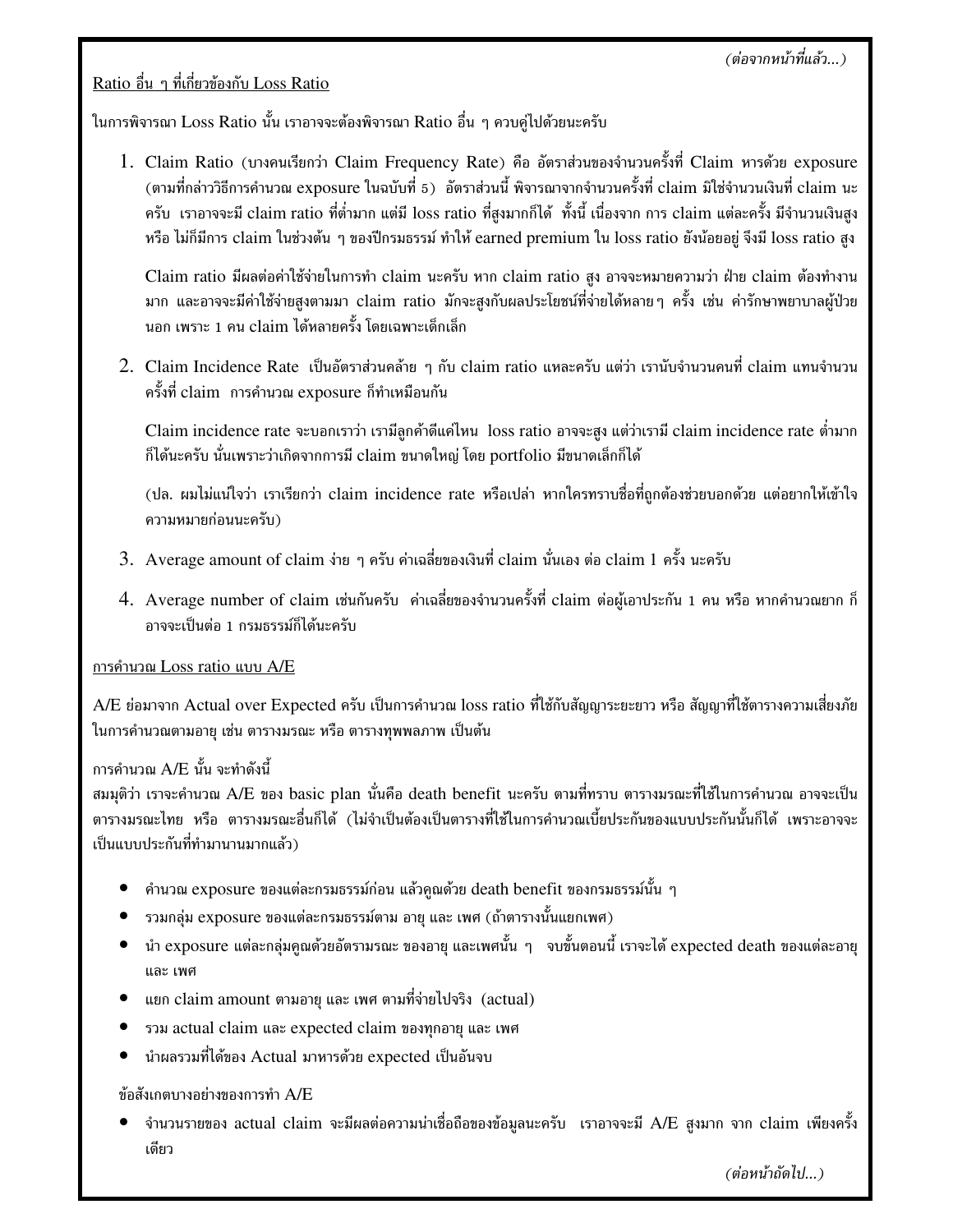*(ต่อจากหน้าที่แล้ว...)*

Ratio อื่น ๆ ที่เกี่ยวข้องกับ Loss Ratio

ในการพิจารณา Loss Ratio นั้น เราอาจจะต้องพิจารณา Ratio อื่น ๆ ควบคู่ไปด้วยนะครับ

1. Claim Ratio (บางคนเรียกว่า Claim Frequency Rate) คือ อัตราส่วนของจำนวนครั้งที่ Claim หารด้วย exposure (ตามที่กล่าววิธีการคำนวณ exposure ในฉบับที่ 5) อัตราส่วนนี้ พิจารณาจากจำนวนครั้งที่ claim มิใช่จำนวนเงินที่ claim นะครับ เราอาจจะมี claim ratio ที่ต่ำมาก แต่มี loss ratio ที่สูงมากก็ได้ ทั้งนี้ เนื่องจาก การ claim แต่ละครั้ง มีจำนวนเงินสูง หรือ ไม่ก็มีการ claim ในช่วงต้น ๆ ของปีกรมธรรม์ ทำให้ earned premium ใน loss ratio ยังน้อยอยู่ จึงมี loss ratio สูง

   Claim ratio มีผลต่อค่าใช้จ่ายในการทำ claim นะครับ หาก claim ratio สูง อาจจะหมายความว่า ฝ่าย claim ต้องทำงานมาก และอาจจะมีค่าใช้จ่ายสูงตามมา claim ratio มักจะสูงกับผลประโยชน์ที่จ่ายได้หลายๆ ครั้ง เช่น ค่ารักษาพยาบาลผู้ป่วยนอก เพราะ 1 คน claim ได้หลายครั้ง โดยเฉพาะเด็กเล็ก

2. Claim Incidence Rate เป็นอัตราส่วนคล้าย ๆ กับ claim ratio แหละครับ แต่ว่า เรานับจำนวนคนที่ claim แทนจำนวนครั้งที่ claim การคำนวณ exposure ก็ทำเหมือนกัน

   Claim incidence rate จะบอกเราว่า เรามีลูกค้าดีแค่ไหน loss ratio อาจจะสูง แต่ว่าเรามี claim incidence rate ต่ำมากก็ได้นะครับ นั่นเพราะว่าเกิดจากการมี claim ขนาดใหญ่ โดย portfolio มีขนาดเล็กก็ได้

   (ปล. ผมไม่แน่ใจว่า เราเรียกว่า claim incidence rate หรือเปล่า หากใครทราบชื่อที่ถูกต้องช่วยบอกด้วย แต่อยากให้เข้าใจความหมายก่อนนะครับ)

3. Average amount of claim ง่าย ๆ ครับ ค่าเฉลี่ยของเงินที่ claim นั่นเอง ต่อ claim 1 ครั้ง นะครับ

4. Average number of claim เช่นกันครับ ค่าเฉลี่ยของจำนวนครั้งที่ claim ต่อผู้เอาประกัน 1 คน หรือ หากคำนวณยาก ก็อาจจะเป็นต่อ 1 กรมธรรม์ก็ได้นะครับ

การคำนวณ Loss ratio แบบ A/E

A/E ย่อมาจาก Actual over Expected ครับ เป็นการคำนวณ loss ratio ที่ใช้กับสัญญาระยะยาว หรือ สัญญาที่ใช้ตารางความเสี่ยงภัยในการคำนวณตามอายุ เช่น ตารางมรณะ หรือ ตารางทุพพลภาพ เป็นต้น

การคำนวณ A/E นั้น จะทำดังนี้
สมมุติว่า เราจะคำนวณ A/E ของ basic plan นั่นคือ death benefit นะครับ ตามที่ทราบ ตารางมรณะที่ใช้ในการคำนวณ อาจจะเป็นตารางมรณะไทย หรือ ตารางมรณะอื่นก็ได้ (ไม่จำเป็นต้องเป็นตารางที่ใช้ในการคำนวณเบี้ยประกันของแบบประกันนั้นก็ได้ เพราะอาจจะเป็นแบบประกันที่ทำมานานมากแล้ว)

- คำนวณ exposure ของแต่ละกรมธรรม์ก่อน แล้วคูณด้วย death benefit ของกรมธรรม์นั้น ๆ
- รวมกลุ่ม exposure ของแต่ละกรมธรรม์ตาม อายุ และ เพศ (ถ้าตารางนั้นแยกเพศ)
- นำ exposure แต่ละกลุ่มคูณด้วยอัตรามรณะ ของอายุ และเพศนั้น ๆ จบขั้นตอนนี้ เราจะได้ expected death ของแต่ละอายุ และ เพศ
- แยก claim amount ตามอายุ และ เพศ ตามที่จ่ายไปจริง (actual)
- รวม actual claim และ expected claim ของทุกอายุ และ เพศ
- นำผลรวมที่ได้ของ Actual มาหารด้วย expected เป็นอันจบ

ข้อสังเกตบางอย่างของการทำ A/E

- จำนวนรายของ actual claim จะมีผลต่อความน่าเชื่อถือของข้อมูลนะครับ เราอาจจะมี A/E สูงมาก จาก claim เพียงครั้งเดียว

*(ต่อหน้าถัดไป...)*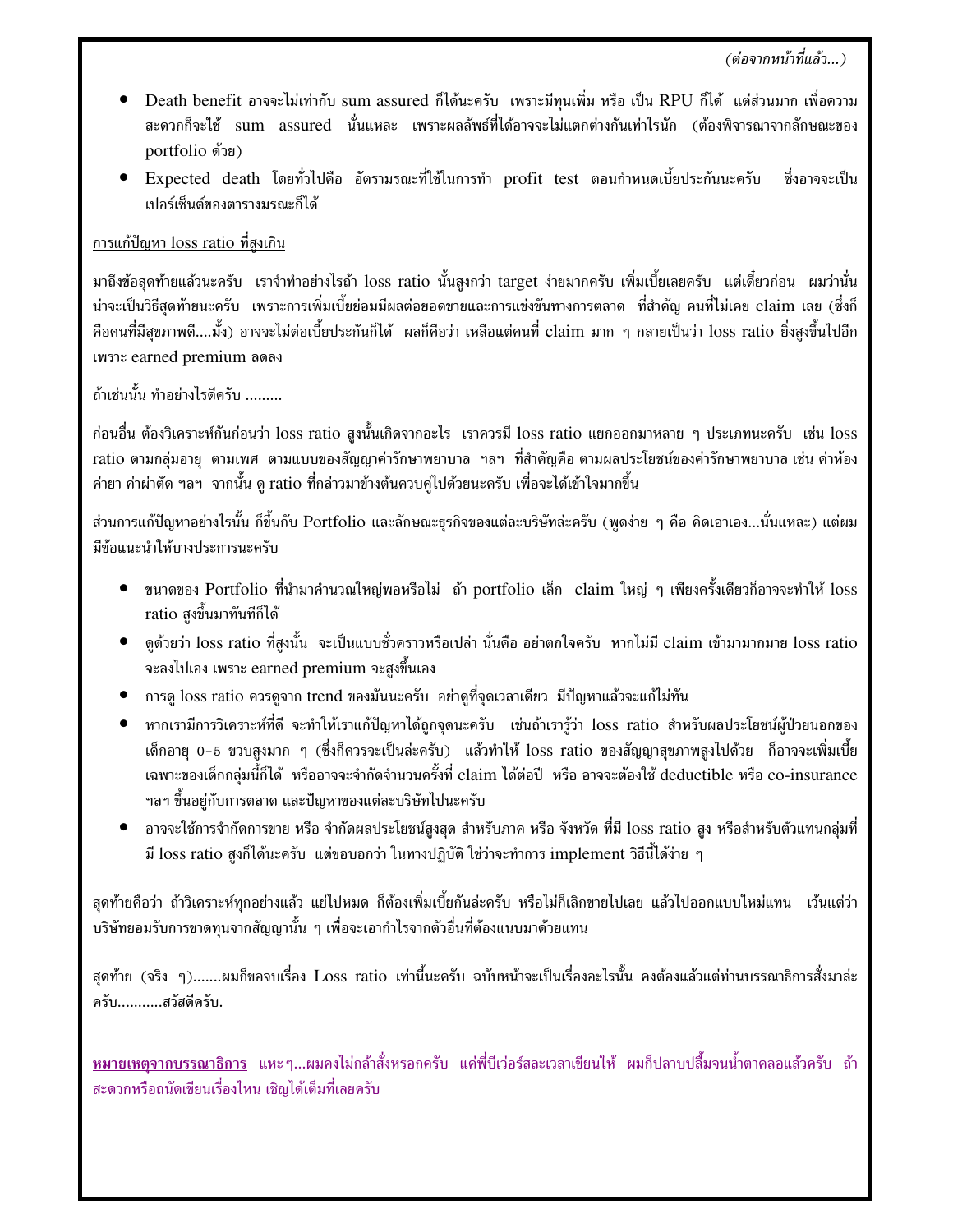*(ต่อจากหน้าที่แล้ว...)*

- Death benefit อาจจะไม่เท่ากับ sum assured ก็ได้นะครับ เพราะมีทุนเพิ่ม หรือ เป็น RPU ก็ได้ แต่ส่วนมาก เพื่อความสะดวกก็จะใช้ sum assured นั่นแหละ เพราะผลลัพธ์ที่ได้อาจจะไม่แตกต่างกันเท่าไรนัก (ต้องพิจารณาจากลักษณะของ portfolio ด้วย)
- Expected death โดยทั่วไปคือ อัตรามรณะที่ใช้ในการทำ profit test ตอนกำหนดเบี้ยประกันนะครับ ซึ่งอาจจะเป็นเปอร์เซ็นต์ของตารางมรณะก็ได้

<u>การแก้ปัญหา loss ratio ที่สูงเกิน</u>

มาถึงข้อสุดท้ายแล้วนะครับ เราจำทำอย่างไรถ้า loss ratio นั้นสูงกว่า target ง่ายมากครับ เพิ่มเบี้ยเลยครับ แต่เดี๋ยวก่อน ผมว่านั่นน่าจะเป็นวิธีสุดท้ายนะครับ เพราะการเพิ่มเบี้ยย่อมมีผลต่อยอดขายและการแข่งขันทางการตลาด ที่สำคัญ คนที่ไม่เคย claim เลย (ซึ่งก็คือคนที่มีสุขภาพดี....มั้ง) อาจจะไม่ต่อเบี้ยประกันก็ได้ ผลก็คือว่า เหลือแต่คนที่ claim มาก ๆ กลายเป็นว่า loss ratio ยิ่งสูงขึ้นไปอีก เพราะ earned premium ลดลง

ถ้าเช่นนั้น ทำอย่างไรดีครับ .........

ก่อนอื่น ต้องวิเคราะห์กันก่อนว่า loss ratio สูงนั้นเกิดจากอะไร เราควรมี loss ratio แยกออกมาหลาย ๆ ประเภทนะครับ เช่น loss ratio ตามกลุ่มอายุ ตามเพศ ตามแบบของสัญญาค่ารักษาพยาบาล ฯลฯ ที่สำคัญคือ ตามผลประโยชน์ของค่ารักษาพยาบาล เช่น ค่าห้อง ค่ายา ค่าผ่าตัด ฯลฯ จากนั้น ดู ratio ที่กล่าวมาข้างต้นควบคู่ไปด้วยนะครับ เพื่อจะได้เข้าใจมากขึ้น

ส่วนการแก้ปัญหาอย่างไรนั้น ก็ขึ้นกับ Portfolio และลักษณะธุรกิจของแต่ละบริษัทล่ะครับ (พูดง่าย ๆ คือ คิดเอาเอง...นั่นแหละ) แต่ผมมีข้อแนะนำให้บางประการนะครับ

- ขนาดของ Portfolio ที่นำมาคำนวณใหญ่พอหรือไม่ ถ้า portfolio เล็ก claim ใหญ่ ๆ เพียงครั้งเดียวก็อาจจะทำให้ loss ratio สูงขึ้นมาทันทีก็ได้
- ดูด้วยว่า loss ratio ที่สูงนั้น จะเป็นแบบชั่วคราวหรือเปล่า นั่นคือ อย่าตกใจครับ หากไม่มี claim เข้ามามากมาย loss ratio จะลงไปเอง เพราะ earned premium จะสูงขึ้นเอง
- การดู loss ratio ควรดูจาก trend ของมันนะครับ อย่าดูที่จุดเวลาเดียว มีปัญหาแล้วจะแก้ไม่ทัน
- หากเรามีการวิเคราะห์ที่ดี จะทำให้เราแก้ปัญหาได้ถูกจุดนะครับ เช่นถ้าเรารู้ว่า loss ratio สำหรับผลประโยชน์ผู้ป่วยนอกของเด็กอายุ 0-5 ขวบสูงมาก ๆ (ซึ่งก็ควรจะเป็นล่ะครับ) แล้วทำให้ loss ratio ของสัญญาสุขภาพสูงไปด้วย ก็อาจจะเพิ่มเบี้ยเฉพาะของเด็กกลุ่มนี้ก็ได้ หรืออาจจะจำกัดจำนวนครั้งที่ claim ได้ต่อปี หรือ อาจจะต้องใช้ deductible หรือ co-insurance ฯลฯ ขึ้นอยู่กับการตลาด และปัญหาของแต่ละบริษัทไปนะครับ
- อาจจะใช้การจำกัดการขาย หรือ จำกัดผลประโยชน์สูงสุด สำหรับภาค หรือ จังหวัด ที่มี loss ratio สูง หรือสำหรับตัวแทนกลุ่มที่มี loss ratio สูงก็ได้นะครับ แต่ขอบอกว่า ในทางปฏิบัติ ใช่ว่าจะทำการ implement วิธีนี้ได้ง่าย ๆ

สุดท้ายคือว่า ถ้าวิเคราะห์ทุกอย่างแล้ว แย่ไปหมด ก็ต้องเพิ่มเบี้ยกันล่ะครับ หรือไม่ก็เลิกขายไปเลย แล้วไปออกแบบใหม่แทน เว้นแต่ว่าบริษัทยอมรับการขาดทุนจากสัญญานั้น ๆ เพื่อจะเอากำไรจากตัวอื่นที่ต้องแนบมาด้วยแทน

สุดท้าย (จริง ๆ).......ผมก็ขอจบเรื่อง Loss ratio เท่านี้นะครับ ฉบับหน้าจะเป็นเรื่องอะไรนั้น คงต้องแล้วแต่ท่านบรรณาธิการสั่งมาล่ะครับ...........สวัสดีครับ.

**<u>หมายเหตุจากบรรณาธิการ</u>** แหะ ๆ...ผมคงไม่กล้าสั่งหรอกครับ แค่พี่บีเว่อร์สละเวลาเขียนให้ ผมก็ปลาบปลื้มจนน้ำตาคลอแล้วครับ ถ้าสะดวกหรือถนัดเขียนเรื่องไหน เชิญได้เต็มที่เลยครับ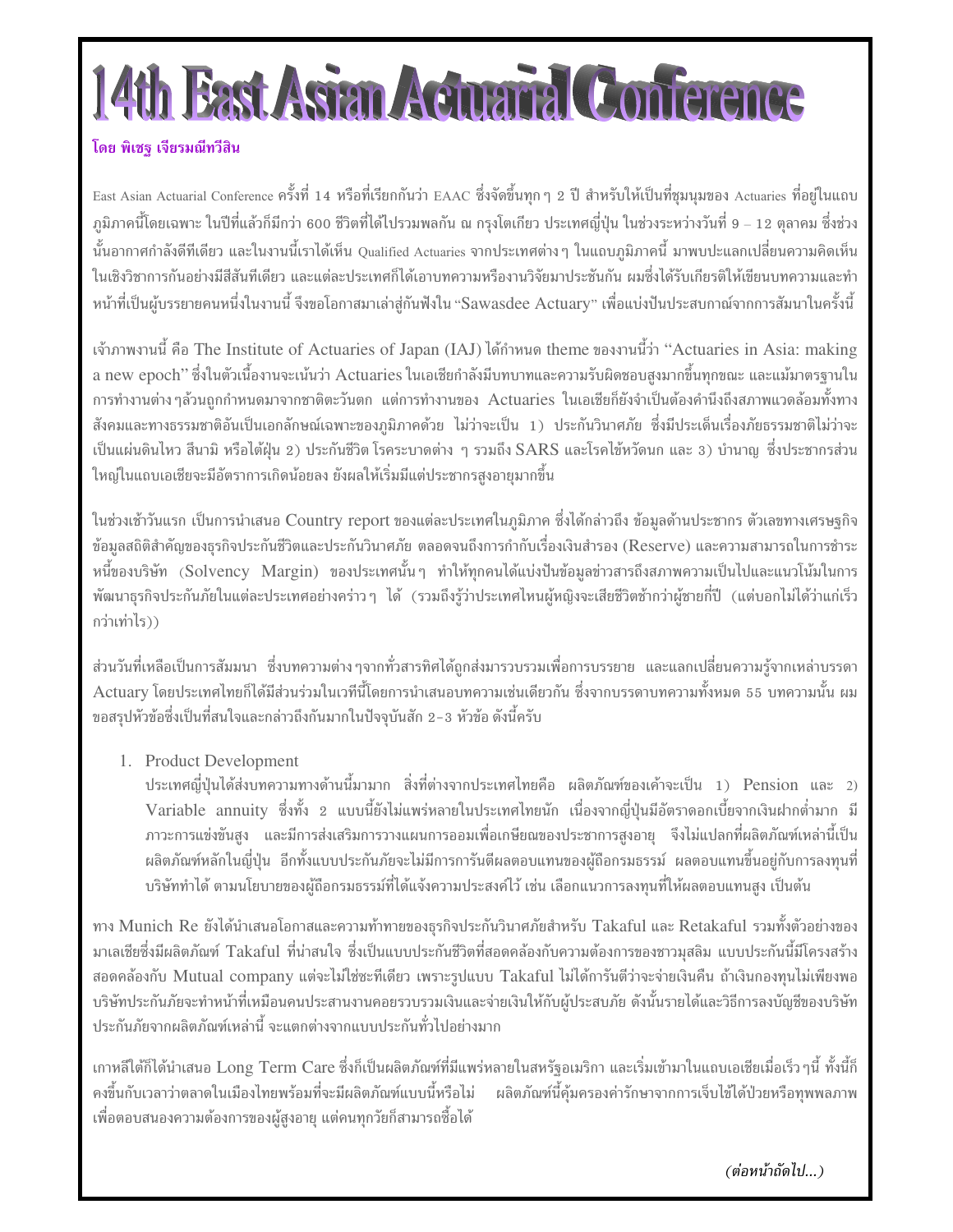# 14th East Asian Actuarial Conference

**โดย พิเชฐ เจียรมณีทวีสิน**

East Asian Actuarial Conference ครั้งที่ 14 หรือที่เรียกกันว่า EAAC ซึ่งจัดขึ้นทุกๆ 2 ปี สำหรับให้เป็นที่ชุมนุมของ Actuaries ที่อยู่ในแถบภูมิภาคนี้โดยเฉพาะ ในปีที่แล้วก็มีกว่า 600 ชีวิตที่ได้ไปรวมพลกัน ณ กรุงโตเกียว ประเทศญี่ปุ่น ในช่วงระหว่างวันที่ 9 – 12 ตุลาคม ซึ่งช่วงนั้นอากาศกำลังดีทีเดียว และในงานนี้เราได้เห็น Qualified Actuaries จากประเทศต่างๆ ในแถบภูมิภาคนี้ มาพบปะแลกเปลี่ยนความคิดเห็นในเชิงวิชาการกันอย่างมีสีสันทีเดียว และแต่ละประเทศก็ได้เอาบทความหรืองานวิจัยมาประชันกัน ผมซึ่งได้รับเกียรติให้เขียนบทความและทำหน้าที่เป็นผู้บรรยายคนหนึ่งในงานนี้ จึงขอโอกาสมาเล่าสู่กันฟังใน "Sawasdee Actuary" เพื่อแบ่งปันประสบการณ์จากการสัมมนาในครั้งนี้

เจ้าภาพงานนี้ คือ The Institute of Actuaries of Japan (IAJ) ได้กำหนด theme ของงานนี้ว่า "Actuaries in Asia: making a new epoch" ซึ่งในตัวเนื้องานจะเน้นว่า Actuaries ในเอเชียกำลังมีบทบาทและความรับผิดชอบสูงมากขึ้นทุกขณะ และแม้มาตรฐานในการทำงานต่างๆล้วนถูกกำหนดมาจากชาติตะวันตก แต่การทำงานของ Actuaries ในเอเชียก็ยังจำเป็นต้องคำนึงถึงสภาพแวดล้อมทั้งทางสังคมและทางธรรมชาติอันเป็นเอกลักษณ์เฉพาะของภูมิภาคด้วย ไม่ว่าจะเป็น 1) ประกันวินาศภัย ซึ่งมีประเด็นเรื่องภัยธรรมชาติไม่ว่าจะเป็นแผ่นดินไหว สึนามิ หรือไต้ฝุ่น 2) ประกันชีวิต โรคระบาดต่าง ๆ รวมถึง SARS และโรคไข้หวัดนก และ 3) บำนาญ ซึ่งประชากรส่วนใหญ่ในแถบเอเชียจะมีอัตราการเกิดน้อยลง ยังผลให้เริ่มมีแต่ประชากรสูงอายุมากขึ้น

ในช่วงเช้าวันแรก เป็นการนำเสนอ Country report ของแต่ละประเทศในภูมิภาค ซึ่งได้กล่าวถึง ข้อมูลด้านประชากร ตัวเลขทางเศรษฐกิจ ข้อมูลสถิติสำคัญของธุรกิจประกันชีวิตและประกันวินาศภัย ตลอดจนถึงการกำกับเรื่องเงินสำรอง (Reserve) และความสามารถในการชำระหนี้ของบริษัท (Solvency Margin) ของประเทศนั้นๆ ทำให้ทุกคนได้แบ่งปันข้อมูลข่าวสารถึงสภาพความเป็นไปและแนวโน้มในการพัฒนาธุรกิจประกันภัยในแต่ละประเทศอย่างคร่าวๆ ได้ (รวมถึงรู้ว่าประเทศไหนผู้หญิงจะเสียชีวิตช้ากว่าผู้ชายกี่ปี (แต่บอกไม่ได้ว่าแก่เร็วกว่าเท่าไร))

ส่วนวันที่เหลือเป็นการสัมมนา ซึ่งบทความต่างๆจากทั่วสารทิศได้ถูกส่งมารวบรวมเพื่อการบรรยาย และแลกเปลี่ยนความรู้จากเหล่าบรรดา Actuary โดยประเทศไทยก็ได้มีส่วนร่วมในเวทีนี้โดยการนำเสนอบทความเช่นเดียวกัน ซึ่งจากบรรดาบทความทั้งหมด 55 บทความนั้น ผมขอสรุปหัวข้อซึ่งเป็นที่สนใจและกล่าวถึงกันมากในปัจจุบันสัก 2-3 หัวข้อ ดังนี้ครับ

1. Product Development

   ประเทศญี่ปุ่นได้ส่งบทความทางด้านนี้มามาก สิ่งที่ต่างจากประเทศไทยคือ ผลิตภัณฑ์ของเค้าจะเป็น 1) Pension และ 2) Variable annuity ซึ่งทั้ง 2 แบบนี้ยังไม่แพร่หลายในประเทศไทยนัก เนื่องจากญี่ปุ่นมีอัตราดอกเบี้ยจากเงินฝากต่ำมาก มีภาวะการแข่งขันสูง และมีการส่งเสริมการวางแผนการออมเพื่อเกษียณของประชากรสูงอายุ จึงไม่แปลกที่ผลิตภัณฑ์เหล่านี้เป็นผลิตภัณฑ์หลักในญี่ปุ่น อีกทั้งแบบประกันภัยจะไม่มีการการันตีผลตอบแทนของผู้ถือกรมธรรม์ ผลตอบแทนขึ้นอยู่กับการลงทุนที่บริษัททำได้ ตามนโยบายของผู้ถือกรมธรรม์ที่ได้แจ้งความประสงค์ไว้ เช่น เลือกแนวการลงทุนที่ให้ผลตอบแทนสูง เป็นต้น

ทาง Munich Re ยังได้นำเสนอโอกาสและความท้าทายของธุรกิจประกันวินาศภัยสำหรับ Takaful และ Retakaful รวมทั้งตัวอย่างของมาเลเซียซึ่งมีผลิตภัณฑ์ Takaful ที่น่าสนใจ ซึ่งเป็นแบบประกันชีวิตที่สอดคล้องกับความต้องการของชาวมุสลิม แบบประกันนี้มีโครงสร้างสอดคล้องกับ Mutual company แต่จะไม่ใช่ซะทีเดียว เพราะรูปแบบ Takaful ไม่ได้การันตีว่าจะจ่ายเงินคืน ถ้าเงินกองทุนไม่เพียงพอ บริษัทประกันภัยจะทำหน้าที่เหมือนคนประสานงานคอยรวบรวมเงินและจ่ายเงินให้กับผู้ประสบภัย ดังนั้นรายได้และวิธีการลงบัญชีของบริษัทประกันภัยจากผลิตภัณฑ์เหล่านี้ จะแตกต่างจากแบบประกันทั่วไปอย่างมาก

เกาหลีใต้ก็ได้นำเสนอ Long Term Care ซึ่งก็เป็นผลิตภัณฑ์ที่มีแพร่หลายในสหรัฐอเมริกา และเริ่มเข้ามาในแถบเอเชียเมื่อเร็วๆนี้ ทั้งนี้ก็คงขึ้นกับเวลาว่าตลาดในเมืองไทยพร้อมที่จะมีผลิตภัณฑ์แบบนี้หรือไม่ ผลิตภัณฑ์นี้คุ้มครองค่ารักษาจากการเจ็บไข้ได้ป่วยหรือทุพพลภาพ เพื่อตอบสนองความต้องการของผู้สูงอายุ แต่คนทุกวัยก็สามารถซื้อได้

*(ต่อหน้าถัดไป...)*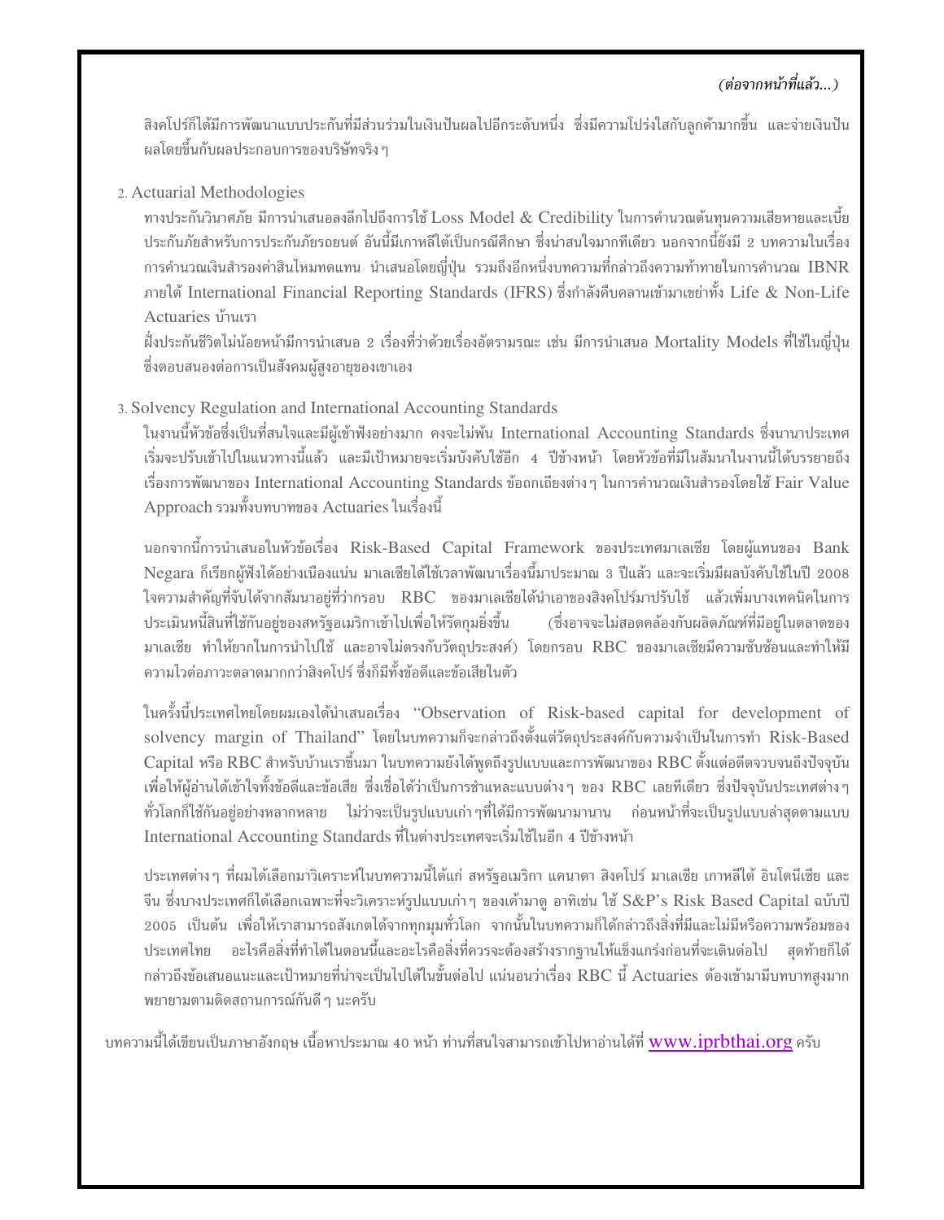*(ต่อจากหน้าที่แล้ว...)*

สิงคโปร์ก็ได้มีการพัฒนาแบบประกันที่มีส่วนร่วมในเงินปันผลไปอีกระดับหนึ่ง ซึ่งมีความโปร่งใสกับลูกค้ามากขึ้น และจ่ายเงินปันผลโดยขึ้นกับผลประกอบการของบริษัทจริง ๆ

2. Actuarial Methodologies

   ทางประกันวินาศภัย มีการนำเสนอลงลึกไปถึงการใช้ Loss Model & Credibility ในการคำนวณต้นทุนความเสียหายและเบี้ยประกันภัยสำหรับการประกันภัยรถยนต์ อันนี้มีเกาหลีใต้เป็นกรณีศึกษา ซึ่งน่าสนใจมากทีเดียว นอกจากนี้ยังมี 2 บทความในเรื่องการคำนวณเงินสำรองค่าสินไหมทดแทน นำเสนอโดยญี่ปุ่น รวมถึงอีกหนึ่งบทความที่กล่าวถึงความท้าทายในการคำนวณ IBNR ภายใต้ International Financial Reporting Standards (IFRS) ซึ่งกำลังคืบคลานเข้ามาเขย่าทั้ง Life & Non-Life Actuaries บ้านเรา

   ฝั่งประกันชีวิตไม่น้อยหน้ามีการนำเสนอ 2 เรื่องที่ว่าด้วยเรื่องอัตรามรณะ เช่น มีการนำเสนอ Mortality Models ที่ใช้ในญี่ปุ่นซึ่งตอบสนองต่อการเป็นสังคมผู้สูงอายุของเขาเอง

3. Solvency Regulation and International Accounting Standards

   ในงานนี้หัวข้อซึ่งเป็นที่สนใจและมีผู้เข้าฟังอย่างมาก คงจะไม่พ้น International Accounting Standards ซึ่งนานาประเทศเริ่มจะปรับเข้าไปในแนวทางนี้แล้ว และมีเป้าหมายจะเริ่มบังคับใช้อีก 4 ปีข้างหน้า โดยหัวข้อที่มีในสัมนาในงานนี้ได้บรรยายถึงเรื่องการพัฒนาของ International Accounting Standards ข้อถกเถียงต่าง ๆ ในการคำนวณเงินสำรองโดยใช้ Fair Value Approach รวมทั้งบทบาทของ Actuaries ในเรื่องนี้

   นอกจากนี้การนำเสนอในหัวข้อเรื่อง Risk-Based Capital Framework ของประเทศมาเลเซีย โดยผู้แทนของ Bank Negara ก็เรียกผู้ฟังได้อย่างเนืองแน่น มาเลเซียได้ใช้เวลาพัฒนาเรื่องนี้มาประมาณ 3 ปีแล้ว และจะเริ่มมีผลบังคับใช้ในปี 2008 ใจความสำคัญที่จับได้จากสัมนาอยู่ที่ว่ากรอบ RBC ของมาเลเซียได้นำเอาของสิงคโปร์มาปรับใช้ แล้วเพิ่มบางเทคนิคในการประเมินหนี้สินที่ใช้กันอยู่ของสหรัฐอเมริกาเข้าไปเพื่อให้รัดกุมยิ่งขึ้น (ซึ่งอาจจะไม่สอดคล้องกับผลิตภัณฑ์ที่มีอยู่ในตลาดของมาเลเซีย ทำให้ยากในการนำไปใช้ และอาจไม่ตรงกับวัตถุประสงค์) โดยกรอบ RBC ของมาเลเซียมีความซับซ้อนและทำให้มีความไวต่อภาวะตลาดมากกว่าสิงคโปร์ ซึ่งก็มีทั้งข้อดีและข้อเสียในตัว

   ในครั้งนี้ประเทศไทยโดยผมเองได้นำเสนอเรื่อง "Observation of Risk-based capital for development of solvency margin of Thailand" โดยในบทความก็จะกล่าวถึงตั้งแต่วัตถุประสงค์กับความจำเป็นในการทำ Risk-Based Capital หรือ RBC สำหรับบ้านเราขึ้นมา ในบทความยังได้พูดถึงรูปแบบและการพัฒนาของ RBC ตั้งแต่อดีตจวบจนถึงปัจจุบัน เพื่อให้ผู้อ่านได้เข้าใจทั้งข้อดีและข้อเสีย ซึ่งเชื่อได้ว่าเป็นการชำแหละแบบต่าง ๆ ของ RBC เลยทีเดียว ซึ่งปัจจุบันประเทศต่าง ๆ ทั่วโลกก็ใช้กันอยู่อย่างหลากหลาย ไม่ว่าจะเป็นรูปแบบเก่า ๆ ที่ได้มีการพัฒนามานาน ก่อนหน้าที่จะเป็นรูปแบบล่าสุดตามแบบ International Accounting Standards ที่ในต่างประเทศจะเริ่มใช้ในอีก 4 ปีข้างหน้า

   ประเทศต่าง ๆ ที่ผมได้เลือกมาวิเคราะห์ในบทความนี้ได้แก่ สหรัฐอเมริกา แคนาดา สิงคโปร์ มาเลเซีย เกาหลีใต้ อินโดนีเซีย และจีน ซึ่งบางประเทศก็ได้เลือกเฉพาะที่จะวิเคราะห์รูปแบบเก่า ๆ ของเค้ามาดู อาทิเช่น ใช้ S&P's Risk Based Capital ฉบับปี 2005 เป็นต้น เพื่อให้เราสามารถสังเกตได้จากทุกมุมทั่วโลก จากนั้นในบทความก็ได้กล่าวถึงสิ่งที่มีและไม่มีหรือความพร้อมของประเทศไทย อะไรคือสิ่งที่ทำได้ในตอนนี้และอะไรคือสิ่งที่ควรจะต้องสร้างรากฐานให้แข็งแกร่งก่อนที่จะเดินต่อไป สุดท้ายก็ได้กล่าวถึงข้อเสนอแนะและเป้าหมายที่น่าจะเป็นไปได้ในขั้นต่อไป แน่นอนว่าเรื่อง RBC นี้ Actuaries ต้องเข้ามามีบทบาทสูงมาก พยายามตามติดสถานการณ์กันดี ๆ นะครับ

บทความนี้ได้เขียนเป็นภาษาอังกฤษ เนื้อหาประมาณ 40 หน้า ท่านที่สนใจสามารถเข้าไปหาอ่านได้ที่ www.iprbthai.org ครับ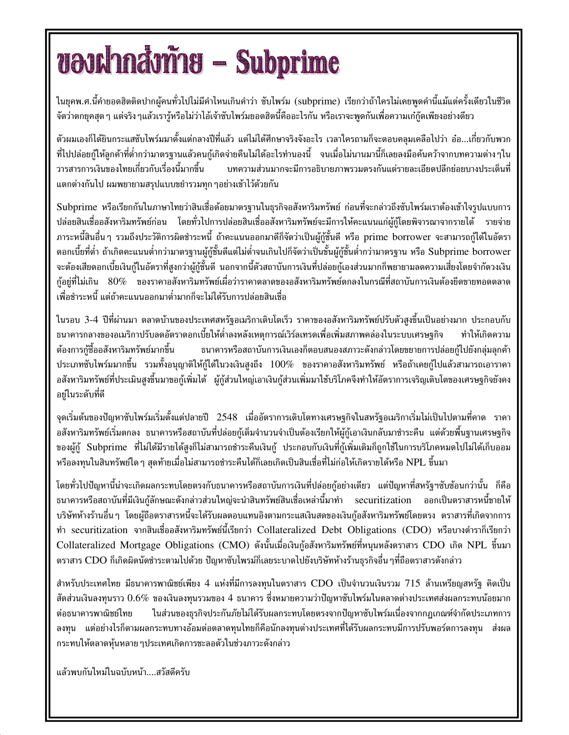# ของฝากส่งท้าย – Subprime

ในยุคพ.ศ.นี้คำยอดฮิตติดปากผู้คนทั่วไปไม่มีคำไหนเกินคำว่า ซับไพร์ม (subprime) เรียกว่าถ้าใครไม่เคยพูดคำนี้แม้แต่ครั้งเดียวในชีวิตจัดว่าตกยุคสุด ๆ แต่จริง ๆแล้วเรารู้หรือไม่ว่าไอ้เจ้าซับไพร์มยอดฮิตนี้คืออะไรกัน หรือเราจะพูดกันเพื่อความเก๋ากู๊ดเพียงอย่างเดียว

ตัวผมเองก็ได้ยินกระแสซับไพร์มมาตั้งแต่กลางปีที่แล้ว แต่ไม่ได้ศึกษาจริงจังอะไร เวลาใครถามก็จะตอบคลุมเครือไปว่า อ๋อ...เกี่ยวกับพวกที่ไปปล่อยกู้ให้ลูกค้าที่ต่ำกว่ามาตรฐานแล้วคนกู้เกิดจ่ายคืนไม่ได้อะไรทำนองนี้ จนเมื่อไม่นานมานี้ก็เลยลงมือค้นคว้าจากบทความต่าง ๆในวารสารการเงินของไทยเกี่ยวกับเรื่องนี้มากขึ้น บทความส่วนมากจะมีการอธิบายภาพรวมตรงกันแต่รายละเอียดปลีกย่อยบางประเด็นที่แตกต่างกันไป ผมพยายามสรุปแบบขยำรวมทุก ๆอย่างเข้าไว้ด้วยกัน

Subprime หรือเรียกกันในภาษาไทยว่าสินเชื่อด้อยมาตรฐานในธุรกิจอสังหาริมทรัพย์ ก่อนที่จะกล่าวถึงซับไพร์มเราต้องเข้าใจรูปแบบการปล่อยสินเชื่ออสังหาริมทรัพย์ก่อน โดยทั่วไปการปล่อยสินเชื่ออสังหาริมทรัพย์จะมีการให้คะแนนแก่ผู้กู้โดยพิจารณาจากรายได้ รายจ่าย ภาระหนี้สินอื่น ๆ รวมถึงประวัติการผิดชำระหนี้ ถ้าคะแนนออกมาดีก็จัดว่าเป็นผู้กู้ชั้นดี หรือ prime borrower จะสามารถกู้ได้ในอัตราดอกเบี้ยที่ต่ำ ถ้าเกิดคะแนนต่ำกว่ามาตรฐานผู้กู้ชั้นดีแต่ไม่ต่ำจนเกินไปก็จัดว่าเป็นชั้นผู้กู้ชั้นต่ำกว่ามาตรฐาน หรือ Subprime borrower จะต้องเสียดอกเบี้ยเงินกู้ในอัตราที่สูงกว่าผู้กู้ชั้นดี นอกจากนี้ตัวสถาบันการเงินที่ปล่อยกู้เองส่วนมากก็พยายามลดความเสี่ยงโดยจำกัดวงเงินกู้อยู่ที่ไม่เกิน 80% ของราคาอสังหาริมทรัพย์เผื่อว่าราคาตลาดของอสังหาริมทรัพย์ตกลงในกรณีที่สถาบันการเงินต้องยึดขายทอดตลาดเพื่อชำระหนี้ แต่ถ้าคะแนนออกมาต่ำมากก็จะไม่ได้รับการปล่อยสินเชื่อ

ในรอบ 3-4 ปีที่ผ่านมา ตลาดบ้านของประเทศสหรัฐอเมริกาเติบโตเร็ว ราคาของอสังหาริมทรัพย์ปรับตัวสูงขึ้นเป็นอย่างมาก ประกอบกับธนาคารกลางของอเมริกาปรับลดอัตราดอกเบี้ยให้ต่ำลงหลังเหตุการณ์เวิร์ลเทรดเพื่อเพิ่มสภาพคล่องในระบบเศรษฐกิจ ทำให้เกิดความต้องการกู้ซื้ออสังหาริมทรัพย์มากขึ้น ธนาคารหรือสถาบันการเงินเองก็ตอบสนองสภาวะดังกล่าวโดยขยายการปล่อยกู้ไปยังกลุ่มลูกค้าประเภทซับไพร์มมากขึ้น รวมทั้งอนุญาติให้กู้ได้ในวงเงินสูงถึง 100% ของราคาอสังหาริมทรัพย์ หรือถ้าเคยกู้ไปแล้วสามารถเอาราคาอสังหาริมทรัพย์ที่ประเมินสูงขึ้นมาขอกู้เพิ่มได้ ผู้กู้ส่วนใหญ่เอาเงินกู้ส่วนเพิ่มมาใช้บริโภคจึงทำให้อัตราการเจริญเติบโตของเศรษฐกิจยังคงอยู่ในระดับที่ดี

จุดเริ่มต้นของปัญหาซับไพร์มเริ่มตั้งแต่ปลายปี 2548 เมื่ออัตราการเติบโตทางเศรษฐกิจในสหรัฐอเมริกาเริ่มไม่เป็นไปตามที่คาด ราคาอสังหาริมทรัพย์เริ่มตกลง ธนาคารหรือสถาบันที่ปล่อยกู้เต็มจำนวนจำเป็นต้องเรียกให้ผู้กู้เอาเงินกลับมาชำระคืน แต่ด้วยพื้นฐานเศรษฐกิจของผู้กู้ Subprime ที่ไม่ได้มีรายได้สูงก็ไม่สามารถชำระคืนเงินกู้ ประกอบกับเงินที่กู้เพิ่มเติมก็ถูกใช้ในการบริโภคหมดไปไม่ได้เก็บออมหรือลงทุนในสินทรัพย์ใด ๆ สุดท้ายเมื่อไม่สามารถชำระคืนได้ก็เลยเกิดเป็นสินเชื่อที่ไม่ก่อให้เกิดรายได้หรือ NPL ขึ้นมา

โดยทั่วไปปัญหานี้น่าจะเกิดผลกระทบโดยตรงกับธนาคารหรือสถาบันการเงินที่ปล่อยกู้อย่างเดียว แต่ปัญหาที่สหรัฐฯซับซ้อนกว่านั้น ก็คือธนาคารหรือสถาบันที่มีเงินกู้ลักษณะดังกล่าวส่วนใหญ่จะนำสินทรัพย์สินเชื่อเหล่านี้มาทำ securitization ออกเป็นตราสารหนี้ขายให้บริษัทห้างร้านอื่น ๆ โดยผู้ถือตราสารหนี้จะได้รับผลตอบแทนอิงตามกระแสเงินสดของเงินกู้อสังหาริมทรัพย์โดยตรง ตราสารที่เกิดจากการทำ securitization จากสินเชื่ออสังหาริมทรัพย์นี้เรียกว่า Collateralized Debt Obligations (CDO) หรือบางตำราก็เรียกว่า Collateralized Mortgage Obligations (CMO) ดังนั้นเมื่อเงินกู้อสังหาริมทรัพย์ที่หนุนหลังตราสาร CDO เกิด NPL ขึ้นมาตราสาร CDO ก็เกิดผิดนัดชำระตามไปด้วย ปัญหาซับไพรม์ก็เลยระบาดไปยังบริษัทห้างร้านธุรกิจอื่น ๆที่ถือตราสารดังกล่าว

สำหรับประเทศไทย มีธนาคารพาณิชย์เพียง 4 แห่งที่มีการลงทุนในตราสาร CDO เป็นจำนวนเงินรวม 715 ล้านเหรียญสหรัฐ คิดเป็นสัดส่วนเงินลงทุนราว 0.6% ของเงินลงทุนรวมของ 4 ธนาคาร ซึ่งหมายความว่าปัญหาซับไพร์มในตลาดต่างประเทศส่งผลกระทบน้อยมากต่อธนาคารพาณิชย์ไทย ในส่วนของธุรกิจประกันภัยไม่ได้รับผลกระทบโดยตรงจากปัญหาซับไพร์มเนื่องจากกฎเกณฑ์จำกัดประเภทการลงทุน แต่อย่างไรก็ตามผลกระทบทางอ้อมต่อตลาดทุนไทยก็คือนักลงทุนต่างประเทศที่ได้รับผลกระทบมีการปรับพอร์ตการลงทุน ส่งผลกระทบให้ตลาดหุ้นหลาย ๆประเทศเกิดการชะลอตัวในช่วงภาวะดังกล่าว

แล้วพบกันใหม่ในฉบับหน้า....สวัสดีครับ